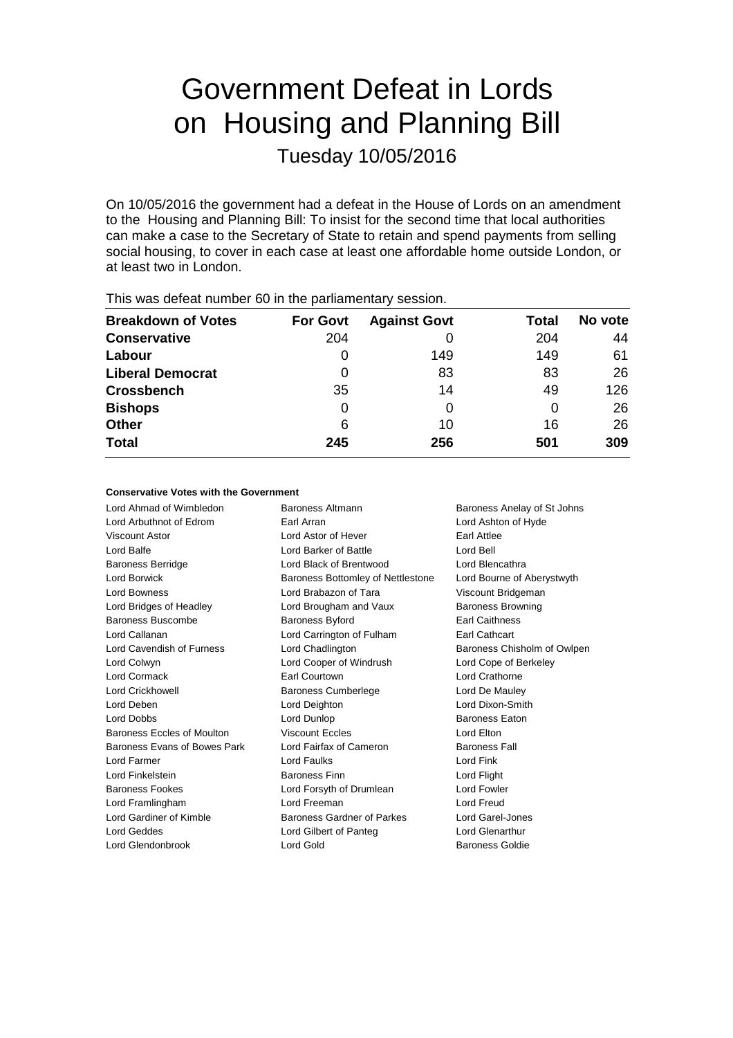# Government Defeat in Lords on Housing and Planning Bill

Tuesday 10/05/2016

On 10/05/2016 the government had a defeat in the House of Lords on an amendment to the Housing and Planning Bill: To insist for the second time that local authorities can make a case to the Secretary of State to retain and spend payments from selling social housing, to cover in each case at least one affordable home outside London, or at least two in London.

This was defeat number 60 in the parliamentary session.

| Breakdown of Votes | For Govt | Against Govt | Total | No vote |
|---|---|---|---|---|
| **Conservative** | 204 | 0 | 204 | 44 |
| **Labour** | 0 | 149 | 149 | 61 |
| **Liberal Democrat** | 0 | 83 | 83 | 26 |
| **Crossbench** | 35 | 14 | 49 | 126 |
| **Bishops** | 0 | 0 | 0 | 26 |
| **Other** | 6 | 10 | 16 | 26 |
| **Total** | **245** | **256** | **501** | **309** |

#### Conservative Votes with the Government

| | | |
|---|---|---|
| Lord Ahmad of Wimbledon | Baroness Altmann | Baroness Anelay of St Johns |
| Lord Arbuthnot of Edrom | Earl Arran | Lord Ashton of Hyde |
| Viscount Astor | Lord Astor of Hever | Earl Attlee |
| Lord Balfe | Lord Barker of Battle | Lord Bell |
| Baroness Berridge | Lord Black of Brentwood | Lord Blencathra |
| Lord Borwick | Baroness Bottomley of Nettlestone | Lord Bourne of Aberystwyth |
| Lord Bowness | Lord Brabazon of Tara | Viscount Bridgeman |
| Lord Bridges of Headley | Lord Brougham and Vaux | Baroness Browning |
| Baroness Buscombe | Baroness Byford | Earl Caithness |
| Lord Callanan | Lord Carrington of Fulham | Earl Cathcart |
| Lord Cavendish of Furness | Lord Chadlington | Baroness Chisholm of Owlpen |
| Lord Colwyn | Lord Cooper of Windrush | Lord Cope of Berkeley |
| Lord Cormack | Earl Courtown | Lord Crathorne |
| Lord Crickhowell | Baroness Cumberlege | Lord De Mauley |
| Lord Deben | Lord Deighton | Lord Dixon-Smith |
| Lord Dobbs | Lord Dunlop | Baroness Eaton |
| Baroness Eccles of Moulton | Viscount Eccles | Lord Elton |
| Baroness Evans of Bowes Park | Lord Fairfax of Cameron | Baroness Fall |
| Lord Farmer | Lord Faulks | Lord Fink |
| Lord Finkelstein | Baroness Finn | Lord Flight |
| Baroness Fookes | Lord Forsyth of Drumlean | Lord Fowler |
| Lord Framlingham | Lord Freeman | Lord Freud |
| Lord Gardiner of Kimble | Baroness Gardner of Parkes | Lord Garel-Jones |
| Lord Geddes | Lord Gilbert of Panteg | Lord Glenarthur |
| Lord Glendonbrook | Lord Gold | Baroness Goldie |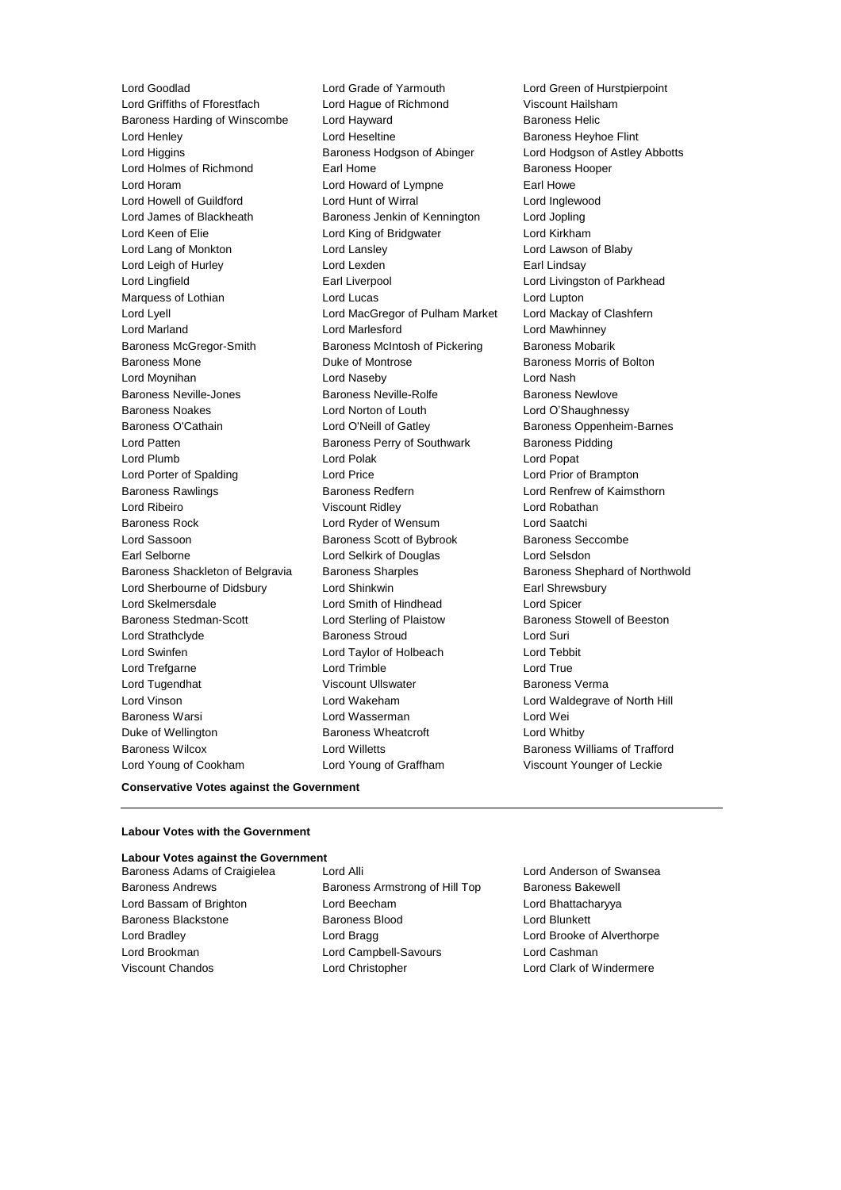Lord Goodlad
Lord Grade of Yarmouth
Lord Green of Hurstpierpoint
Lord Griffiths of Fforestfach
Lord Hague of Richmond
Viscount Hailsham
Baroness Harding of Winscombe
Lord Hayward
Baroness Helic
Lord Henley
Lord Heseltine
Baroness Heyhoe Flint
Lord Higgins
Baroness Hodgson of Abinger
Lord Hodgson of Astley Abbotts
Lord Holmes of Richmond
Earl Home
Baroness Hooper
Lord Horam
Lord Howard of Lympne
Earl Howe
Lord Howell of Guildford
Lord Hunt of Wirral
Lord Inglewood
Lord James of Blackheath
Baroness Jenkin of Kennington
Lord Jopling
Lord Keen of Elie
Lord King of Bridgwater
Lord Kirkham
Lord Lang of Monkton
Lord Lansley
Lord Lawson of Blaby
Lord Leigh of Hurley
Lord Lexden
Earl Lindsay
Lord Lingfield
Earl Liverpool
Lord Livingston of Parkhead
Marquess of Lothian
Lord Lucas
Lord Lupton
Lord Lyell
Lord MacGregor of Pulham Market
Lord Mackay of Clashfern
Lord Marland
Lord Marlesford
Lord Mawhinney
Baroness McGregor-Smith
Baroness McIntosh of Pickering
Baroness Mobarik
Baroness Mone
Duke of Montrose
Baroness Morris of Bolton
Lord Moynihan
Lord Naseby
Lord Nash
Baroness Neville-Jones
Baroness Neville-Rolfe
Baroness Newlove
Baroness Noakes
Lord Norton of Louth
Lord O'Shaughnessy
Baroness O'Cathain
Lord O'Neill of Gatley
Baroness Oppenheim-Barnes
Lord Patten
Baroness Perry of Southwark
Baroness Pidding
Lord Plumb
Lord Polak
Lord Popat
Lord Porter of Spalding
Lord Price
Lord Prior of Brampton
Baroness Rawlings
Baroness Redfern
Lord Renfrew of Kaimsthorn
Lord Ribeiro
Viscount Ridley
Lord Robathan
Baroness Rock
Lord Ryder of Wensum
Lord Saatchi
Lord Sassoon
Baroness Scott of Bybrook
Baroness Seccombe
Earl Selborne
Lord Selkirk of Douglas
Lord Selsdon
Baroness Shackleton of Belgravia
Baroness Sharples
Baroness Shephard of Northwold
Lord Sherbourne of Didsbury
Lord Shinkwin
Earl Shrewsbury
Lord Skelmersdale
Lord Smith of Hindhead
Lord Spicer
Baroness Stedman-Scott
Lord Sterling of Plaistow
Baroness Stowell of Beeston
Lord Strathclyde
Baroness Stroud
Lord Suri
Lord Swinfen
Lord Taylor of Holbeach
Lord Tebbit
Lord Trefgarne
Lord Trimble
Lord True
Lord Tugendhat
Viscount Ullswater
Baroness Verma
Lord Vinson
Lord Wakeham
Lord Waldegrave of North Hill
Baroness Warsi
Lord Wasserman
Lord Wei
Duke of Wellington
Baroness Wheatcroft
Lord Whitby
Baroness Wilcox
Lord Willetts
Baroness Williams of Trafford
Lord Young of Cookham
Lord Young of Graffham
Viscount Younger of Leckie

**Conservative Votes against the Government**

---

**Labour Votes with the Government**

**Labour Votes against the Government**

Baroness Adams of Craigielea
Lord Alli
Lord Anderson of Swansea
Baroness Andrews
Baroness Armstrong of Hill Top
Baroness Bakewell
Lord Bassam of Brighton
Lord Beecham
Lord Bhattacharyya
Baroness Blackstone
Baroness Blood
Lord Blunkett
Lord Bradley
Lord Bragg
Lord Brooke of Alverthorpe
Lord Brookman
Lord Campbell-Savours
Lord Cashman
Viscount Chandos
Lord Christopher
Lord Clark of Windermere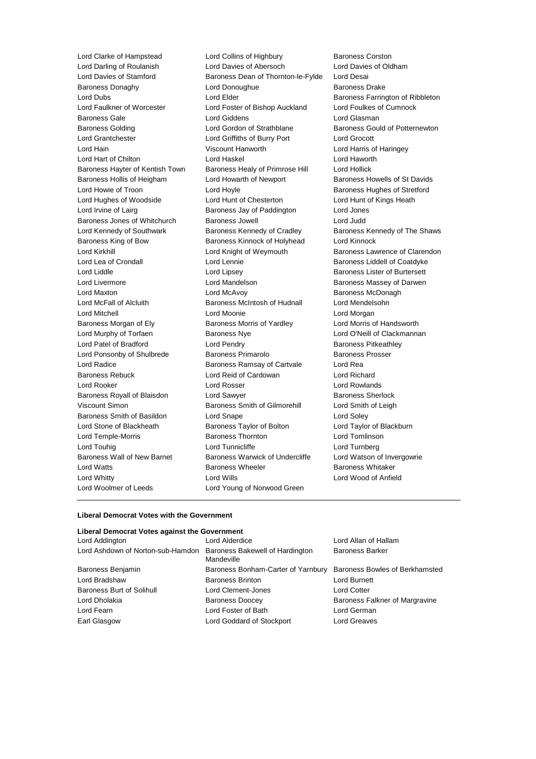Lord Clarke of Hampstead
Lord Collins of Highbury
Baroness Corston
Lord Darling of Roulanish
Lord Davies of Abersoch
Lord Davies of Oldham
Lord Davies of Stamford
Baroness Dean of Thornton-le-Fylde
Lord Desai
Baroness Donaghy
Lord Donoughue
Baroness Drake
Lord Dubs
Lord Elder
Baroness Farrington of Ribbleton
Lord Faulkner of Worcester
Lord Foster of Bishop Auckland
Lord Foulkes of Cumnock
Baroness Gale
Lord Giddens
Lord Glasman
Baroness Golding
Lord Gordon of Strathblane
Baroness Gould of Potternewton
Lord Grantchester
Lord Griffiths of Burry Port
Lord Grocott
Lord Hain
Viscount Hanworth
Lord Harris of Haringey
Lord Hart of Chilton
Lord Haskel
Lord Haworth
Baroness Hayter of Kentish Town
Baroness Healy of Primrose Hill
Lord Hollick
Baroness Hollis of Heigham
Lord Howarth of Newport
Baroness Howells of St Davids
Lord Howie of Troon
Lord Hoyle
Baroness Hughes of Stretford
Lord Hughes of Woodside
Lord Hunt of Chesterton
Lord Hunt of Kings Heath
Lord Irvine of Lairg
Baroness Jay of Paddington
Lord Jones
Baroness Jones of Whitchurch
Baroness Jowell
Lord Judd
Lord Kennedy of Southwark
Baroness Kennedy of Cradley
Baroness Kennedy of The Shaws
Baroness King of Bow
Baroness Kinnock of Holyhead
Lord Kinnock
Lord Kirkhill
Lord Knight of Weymouth
Baroness Lawrence of Clarendon
Lord Lea of Crondall
Lord Lennie
Baroness Liddell of Coatdyke
Lord Liddle
Lord Lipsey
Baroness Lister of Burtersett
Lord Livermore
Lord Mandelson
Baroness Massey of Darwen
Lord Maxton
Lord McAvoy
Baroness McDonagh
Lord McFall of Alcluith
Baroness McIntosh of Hudnall
Lord Mendelsohn
Lord Mitchell
Lord Moonie
Lord Morgan
Baroness Morgan of Ely
Baroness Morris of Yardley
Lord Morris of Handsworth
Lord Murphy of Torfaen
Baroness Nye
Lord O'Neill of Clackmannan
Lord Patel of Bradford
Lord Pendry
Baroness Pitkeathley
Lord Ponsonby of Shulbrede
Baroness Primarolo
Baroness Prosser
Lord Radice
Baroness Ramsay of Cartvale
Lord Rea
Baroness Rebuck
Lord Reid of Cardowan
Lord Richard
Lord Rooker
Lord Rosser
Lord Rowlands
Baroness Royall of Blaisdon
Lord Sawyer
Baroness Sherlock
Viscount Simon
Baroness Smith of Gilmorehill
Lord Smith of Leigh
Baroness Smith of Basildon
Lord Snape
Lord Soley
Lord Stone of Blackheath
Baroness Taylor of Bolton
Lord Taylor of Blackburn
Lord Temple-Morris
Baroness Thornton
Lord Tomlinson
Lord Touhig
Lord Tunnicliffe
Lord Turnberg
Baroness Wall of New Barnet
Baroness Warwick of Undercliffe
Lord Watson of Invergowrie
Lord Watts
Baroness Wheeler
Baroness Whitaker
Lord Whitty
Lord Wills
Lord Wood of Anfield
Lord Woolmer of Leeds
Lord Young of Norwood Green

---

**Liberal Democrat Votes with the Government**

**Liberal Democrat Votes against the Government**

Lord Addington
Lord Alderdice
Lord Allan of Hallam
Lord Ashdown of Norton-sub-Hamdon
Baroness Bakewell of Hardington Mandeville
Baroness Barker
Baroness Benjamin
Baroness Bonham-Carter of Yarnbury
Baroness Bowles of Berkhamsted
Lord Bradshaw
Baroness Brinton
Lord Burnett
Baroness Burt of Solihull
Lord Clement-Jones
Lord Cotter
Lord Dholakia
Baroness Doocey
Baroness Falkner of Margravine
Lord Fearn
Lord Foster of Bath
Lord German
Earl Glasgow
Lord Goddard of Stockport
Lord Greaves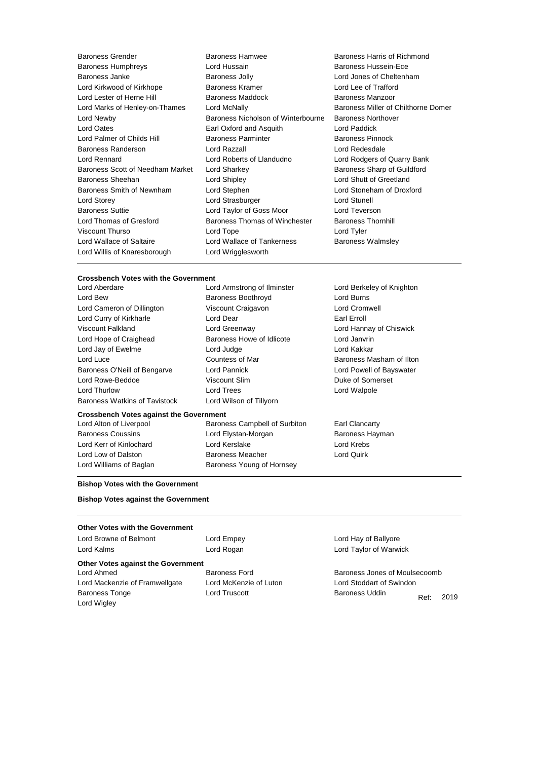Baroness Grender
Baroness Hamwee
Baroness Harris of Richmond
Baroness Humphreys
Lord Hussain
Baroness Hussein-Ece
Baroness Janke
Baroness Jolly
Lord Jones of Cheltenham
Lord Kirkwood of Kirkhope
Baroness Kramer
Lord Lee of Trafford
Lord Lester of Herne Hill
Baroness Maddock
Baroness Manzoor
Lord Marks of Henley-on-Thames
Lord McNally
Baroness Miller of Chilthorne Domer
Lord Newby
Baroness Nicholson of Winterbourne
Baroness Northover
Lord Oates
Earl Oxford and Asquith
Lord Paddick
Lord Palmer of Childs Hill
Baroness Parminter
Baroness Pinnock
Baroness Randerson
Lord Razzall
Lord Redesdale
Lord Rennard
Lord Roberts of Llandudno
Lord Rodgers of Quarry Bank
Baroness Scott of Needham Market
Lord Sharkey
Baroness Sharp of Guildford
Baroness Sheehan
Lord Shipley
Lord Shutt of Greetland
Baroness Smith of Newnham
Lord Stephen
Lord Stoneham of Droxford
Lord Storey
Lord Strasburger
Lord Stunell
Baroness Suttie
Lord Taylor of Goss Moor
Lord Teverson
Lord Thomas of Gresford
Baroness Thomas of Winchester
Baroness Thornhill
Viscount Thurso
Lord Tope
Lord Tyler
Lord Wallace of Saltaire
Lord Wallace of Tankerness
Baroness Walmsley
Lord Willis of Knaresborough
Lord Wrigglesworth

**Crossbench Votes with the Government**

Lord Aberdare
Lord Armstrong of Ilminster
Lord Berkeley of Knighton
Lord Bew
Baroness Boothroyd
Lord Burns
Lord Cameron of Dillington
Viscount Craigavon
Lord Cromwell
Lord Curry of Kirkharle
Lord Dear
Earl Erroll
Viscount Falkland
Lord Greenway
Lord Hannay of Chiswick
Lord Hope of Craighead
Baroness Howe of Idlicote
Lord Janvrin
Lord Jay of Ewelme
Lord Judge
Lord Kakkar
Lord Luce
Countess of Mar
Baroness Masham of Ilton
Baroness O'Neill of Bengarve
Lord Pannick
Lord Powell of Bayswater
Lord Rowe-Beddoe
Viscount Slim
Duke of Somerset
Lord Thurlow
Lord Trees
Lord Walpole
Baroness Watkins of Tavistock
Lord Wilson of Tillyorn

**Crossbench Votes against the Government**

Lord Alton of Liverpool
Baroness Campbell of Surbiton
Earl Clancarty
Baroness Coussins
Lord Elystan-Morgan
Baroness Hayman
Lord Kerr of Kinlochard
Lord Kerslake
Lord Krebs
Lord Low of Dalston
Baroness Meacher
Lord Quirk
Lord Williams of Baglan
Baroness Young of Hornsey

**Bishop Votes with the Government**

**Bishop Votes against the Government**

**Other Votes with the Government**

Lord Browne of Belmont
Lord Empey
Lord Hay of Ballyore
Lord Kalms
Lord Rogan
Lord Taylor of Warwick

**Other Votes against the Government**

Lord Ahmed
Baroness Ford
Baroness Jones of Moulsecoomb
Lord Mackenzie of Framwellgate
Lord McKenzie of Luton
Lord Stoddart of Swindon
Baroness Tonge
Lord Truscott
Baroness Uddin
Lord Wigley

Ref: 2019